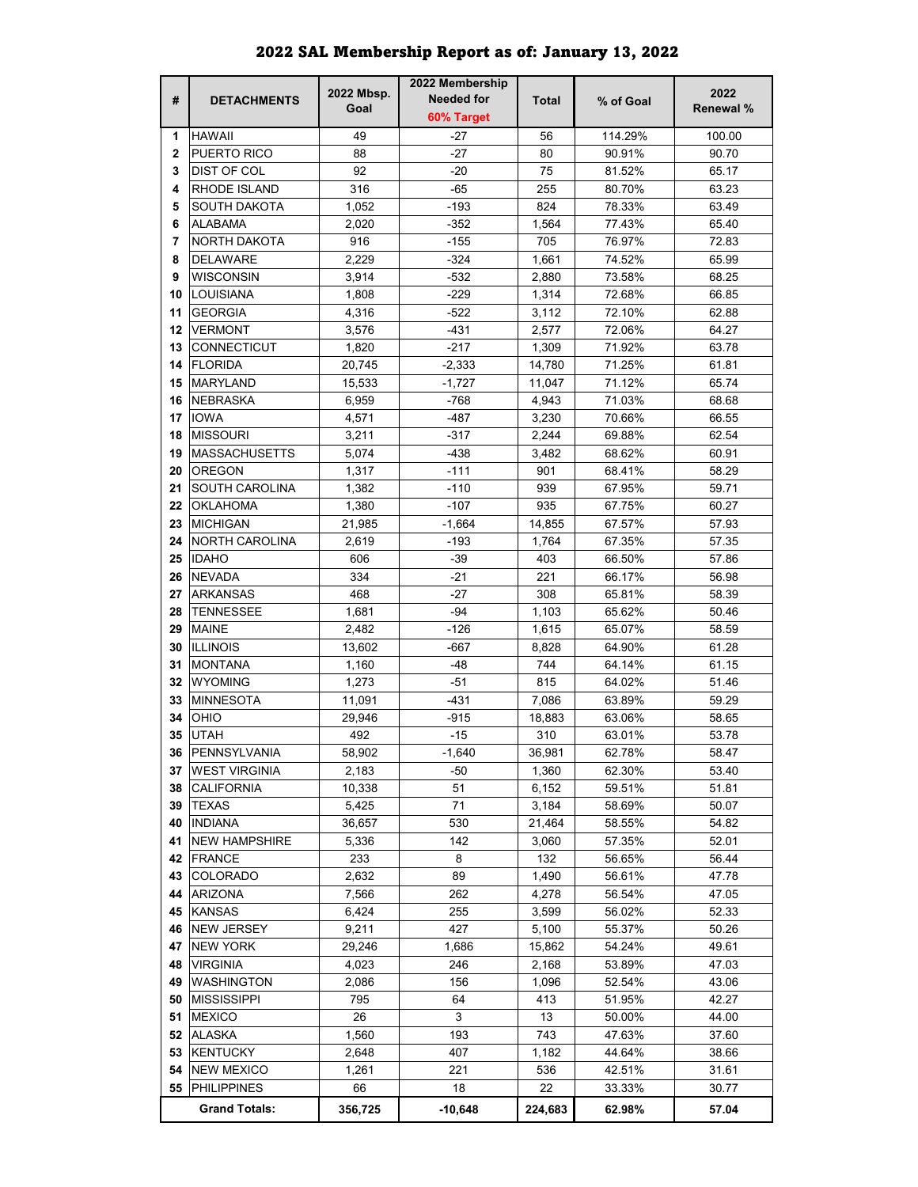# 2022 SAL Membership Report as of: January 13, 2022

| # | DETACHMENTS | 2022 Mbsp. Goal | 2022 Membership Needed for 60% Target | Total | % of Goal | 2022 Renewal % |
|---|---|---|---|---|---|---|
| 1 | HAWAII | 49 | -27 | 56 | 114.29% | 100.00 |
| 2 | PUERTO RICO | 88 | -27 | 80 | 90.91% | 90.70 |
| 3 | DIST OF COL | 92 | -20 | 75 | 81.52% | 65.17 |
| 4 | RHODE ISLAND | 316 | -65 | 255 | 80.70% | 63.23 |
| 5 | SOUTH DAKOTA | 1,052 | -193 | 824 | 78.33% | 63.49 |
| 6 | ALABAMA | 2,020 | -352 | 1,564 | 77.43% | 65.40 |
| 7 | NORTH DAKOTA | 916 | -155 | 705 | 76.97% | 72.83 |
| 8 | DELAWARE | 2,229 | -324 | 1,661 | 74.52% | 65.99 |
| 9 | WISCONSIN | 3,914 | -532 | 2,880 | 73.58% | 68.25 |
| 10 | LOUISIANA | 1,808 | -229 | 1,314 | 72.68% | 66.85 |
| 11 | GEORGIA | 4,316 | -522 | 3,112 | 72.10% | 62.88 |
| 12 | VERMONT | 3,576 | -431 | 2,577 | 72.06% | 64.27 |
| 13 | CONNECTICUT | 1,820 | -217 | 1,309 | 71.92% | 63.78 |
| 14 | FLORIDA | 20,745 | -2,333 | 14,780 | 71.25% | 61.81 |
| 15 | MARYLAND | 15,533 | -1,727 | 11,047 | 71.12% | 65.74 |
| 16 | NEBRASKA | 6,959 | -768 | 4,943 | 71.03% | 68.68 |
| 17 | IOWA | 4,571 | -487 | 3,230 | 70.66% | 66.55 |
| 18 | MISSOURI | 3,211 | -317 | 2,244 | 69.88% | 62.54 |
| 19 | MASSACHUSETTS | 5,074 | -438 | 3,482 | 68.62% | 60.91 |
| 20 | OREGON | 1,317 | -111 | 901 | 68.41% | 58.29 |
| 21 | SOUTH CAROLINA | 1,382 | -110 | 939 | 67.95% | 59.71 |
| 22 | OKLAHOMA | 1,380 | -107 | 935 | 67.75% | 60.27 |
| 23 | MICHIGAN | 21,985 | -1,664 | 14,855 | 67.57% | 57.93 |
| 24 | NORTH CAROLINA | 2,619 | -193 | 1,764 | 67.35% | 57.35 |
| 25 | IDAHO | 606 | -39 | 403 | 66.50% | 57.86 |
| 26 | NEVADA | 334 | -21 | 221 | 66.17% | 56.98 |
| 27 | ARKANSAS | 468 | -27 | 308 | 65.81% | 58.39 |
| 28 | TENNESSEE | 1,681 | -94 | 1,103 | 65.62% | 50.46 |
| 29 | MAINE | 2,482 | -126 | 1,615 | 65.07% | 58.59 |
| 30 | ILLINOIS | 13,602 | -667 | 8,828 | 64.90% | 61.28 |
| 31 | MONTANA | 1,160 | -48 | 744 | 64.14% | 61.15 |
| 32 | WYOMING | 1,273 | -51 | 815 | 64.02% | 51.46 |
| 33 | MINNESOTA | 11,091 | -431 | 7,086 | 63.89% | 59.29 |
| 34 | OHIO | 29,946 | -915 | 18,883 | 63.06% | 58.65 |
| 35 | UTAH | 492 | -15 | 310 | 63.01% | 53.78 |
| 36 | PENNSYLVANIA | 58,902 | -1,640 | 36,981 | 62.78% | 58.47 |
| 37 | WEST VIRGINIA | 2,183 | -50 | 1,360 | 62.30% | 53.40 |
| 38 | CALIFORNIA | 10,338 | 51 | 6,152 | 59.51% | 51.81 |
| 39 | TEXAS | 5,425 | 71 | 3,184 | 58.69% | 50.07 |
| 40 | INDIANA | 36,657 | 530 | 21,464 | 58.55% | 54.82 |
| 41 | NEW HAMPSHIRE | 5,336 | 142 | 3,060 | 57.35% | 52.01 |
| 42 | FRANCE | 233 | 8 | 132 | 56.65% | 56.44 |
| 43 | COLORADO | 2,632 | 89 | 1,490 | 56.61% | 47.78 |
| 44 | ARIZONA | 7,566 | 262 | 4,278 | 56.54% | 47.05 |
| 45 | KANSAS | 6,424 | 255 | 3,599 | 56.02% | 52.33 |
| 46 | NEW JERSEY | 9,211 | 427 | 5,100 | 55.37% | 50.26 |
| 47 | NEW YORK | 29,246 | 1,686 | 15,862 | 54.24% | 49.61 |
| 48 | VIRGINIA | 4,023 | 246 | 2,168 | 53.89% | 47.03 |
| 49 | WASHINGTON | 2,086 | 156 | 1,096 | 52.54% | 43.06 |
| 50 | MISSISSIPPI | 795 | 64 | 413 | 51.95% | 42.27 |
| 51 | MEXICO | 26 | 3 | 13 | 50.00% | 44.00 |
| 52 | ALASKA | 1,560 | 193 | 743 | 47.63% | 37.60 |
| 53 | KENTUCKY | 2,648 | 407 | 1,182 | 44.64% | 38.66 |
| 54 | NEW MEXICO | 1,261 | 221 | 536 | 42.51% | 31.61 |
| 55 | PHILIPPINES | 66 | 18 | 22 | 33.33% | 30.77 |
| | **Grand Totals:** | **356,725** | **-10,648** | **224,683** | **62.98%** | **57.04** |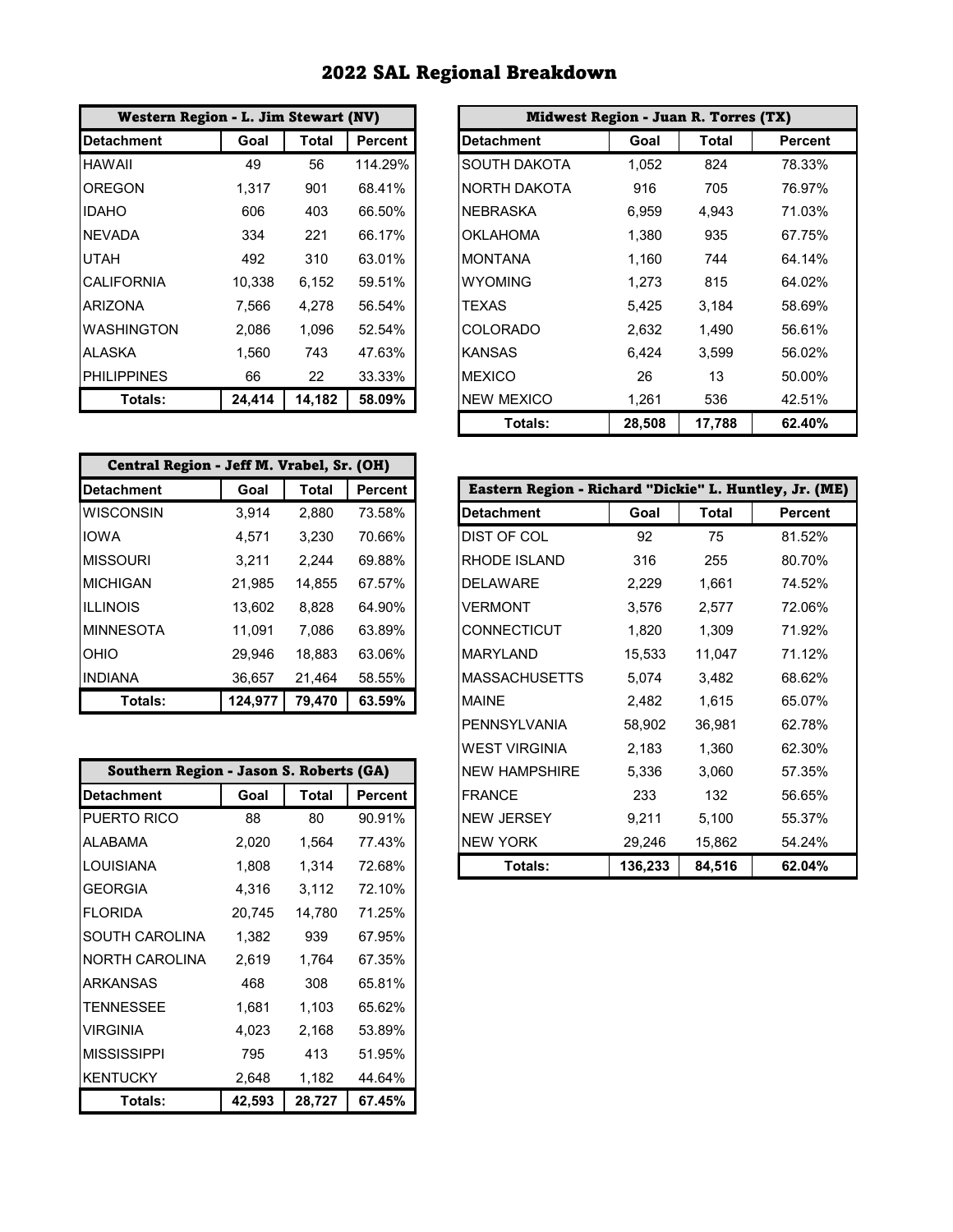# 2022 SAL Regional Breakdown

| Western Region - L. Jim Stewart (NV) | | | |
|---|---|---|---|
| **Detachment** | **Goal** | **Total** | **Percent** |
| HAWAII | 49 | 56 | 114.29% |
| OREGON | 1,317 | 901 | 68.41% |
| IDAHO | 606 | 403 | 66.50% |
| NEVADA | 334 | 221 | 66.17% |
| UTAH | 492 | 310 | 63.01% |
| CALIFORNIA | 10,338 | 6,152 | 59.51% |
| ARIZONA | 7,566 | 4,278 | 56.54% |
| WASHINGTON | 2,086 | 1,096 | 52.54% |
| ALASKA | 1,560 | 743 | 47.63% |
| PHILIPPINES | 66 | 22 | 33.33% |
| **Totals:** | **24,414** | **14,182** | **58.09%** |

| Central Region - Jeff M. Vrabel, Sr. (OH) | | | |
|---|---|---|---|
| **Detachment** | **Goal** | **Total** | **Percent** |
| WISCONSIN | 3,914 | 2,880 | 73.58% |
| IOWA | 4,571 | 3,230 | 70.66% |
| MISSOURI | 3,211 | 2,244 | 69.88% |
| MICHIGAN | 21,985 | 14,855 | 67.57% |
| ILLINOIS | 13,602 | 8,828 | 64.90% |
| MINNESOTA | 11,091 | 7,086 | 63.89% |
| OHIO | 29,946 | 18,883 | 63.06% |
| INDIANA | 36,657 | 21,464 | 58.55% |
| **Totals:** | **124,977** | **79,470** | **63.59%** |

| Southern Region - Jason S. Roberts (GA) | | | |
|---|---|---|---|
| **Detachment** | **Goal** | **Total** | **Percent** |
| PUERTO RICO | 88 | 80 | 90.91% |
| ALABAMA | 2,020 | 1,564 | 77.43% |
| LOUISIANA | 1,808 | 1,314 | 72.68% |
| GEORGIA | 4,316 | 3,112 | 72.10% |
| FLORIDA | 20,745 | 14,780 | 71.25% |
| SOUTH CAROLINA | 1,382 | 939 | 67.95% |
| NORTH CAROLINA | 2,619 | 1,764 | 67.35% |
| ARKANSAS | 468 | 308 | 65.81% |
| TENNESSEE | 1,681 | 1,103 | 65.62% |
| VIRGINIA | 4,023 | 2,168 | 53.89% |
| MISSISSIPPI | 795 | 413 | 51.95% |
| KENTUCKY | 2,648 | 1,182 | 44.64% |
| **Totals:** | **42,593** | **28,727** | **67.45%** |

| Midwest Region - Juan R. Torres (TX) | | | |
|---|---|---|---|
| **Detachment** | **Goal** | **Total** | **Percent** |
| SOUTH DAKOTA | 1,052 | 824 | 78.33% |
| NORTH DAKOTA | 916 | 705 | 76.97% |
| NEBRASKA | 6,959 | 4,943 | 71.03% |
| OKLAHOMA | 1,380 | 935 | 67.75% |
| MONTANA | 1,160 | 744 | 64.14% |
| WYOMING | 1,273 | 815 | 64.02% |
| TEXAS | 5,425 | 3,184 | 58.69% |
| COLORADO | 2,632 | 1,490 | 56.61% |
| KANSAS | 6,424 | 3,599 | 56.02% |
| MEXICO | 26 | 13 | 50.00% |
| NEW MEXICO | 1,261 | 536 | 42.51% |
| **Totals:** | **28,508** | **17,788** | **62.40%** |

| Eastern Region - Richard "Dickie" L. Huntley, Jr. (ME) | | | |
|---|---|---|---|
| **Detachment** | **Goal** | **Total** | **Percent** |
| DIST OF COL | 92 | 75 | 81.52% |
| RHODE ISLAND | 316 | 255 | 80.70% |
| DELAWARE | 2,229 | 1,661 | 74.52% |
| VERMONT | 3,576 | 2,577 | 72.06% |
| CONNECTICUT | 1,820 | 1,309 | 71.92% |
| MARYLAND | 15,533 | 11,047 | 71.12% |
| MASSACHUSETTS | 5,074 | 3,482 | 68.62% |
| MAINE | 2,482 | 1,615 | 65.07% |
| PENNSYLVANIA | 58,902 | 36,981 | 62.78% |
| WEST VIRGINIA | 2,183 | 1,360 | 62.30% |
| NEW HAMPSHIRE | 5,336 | 3,060 | 57.35% |
| FRANCE | 233 | 132 | 56.65% |
| NEW JERSEY | 9,211 | 5,100 | 55.37% |
| NEW YORK | 29,246 | 15,862 | 54.24% |
| **Totals:** | **136,233** | **84,516** | **62.04%** |